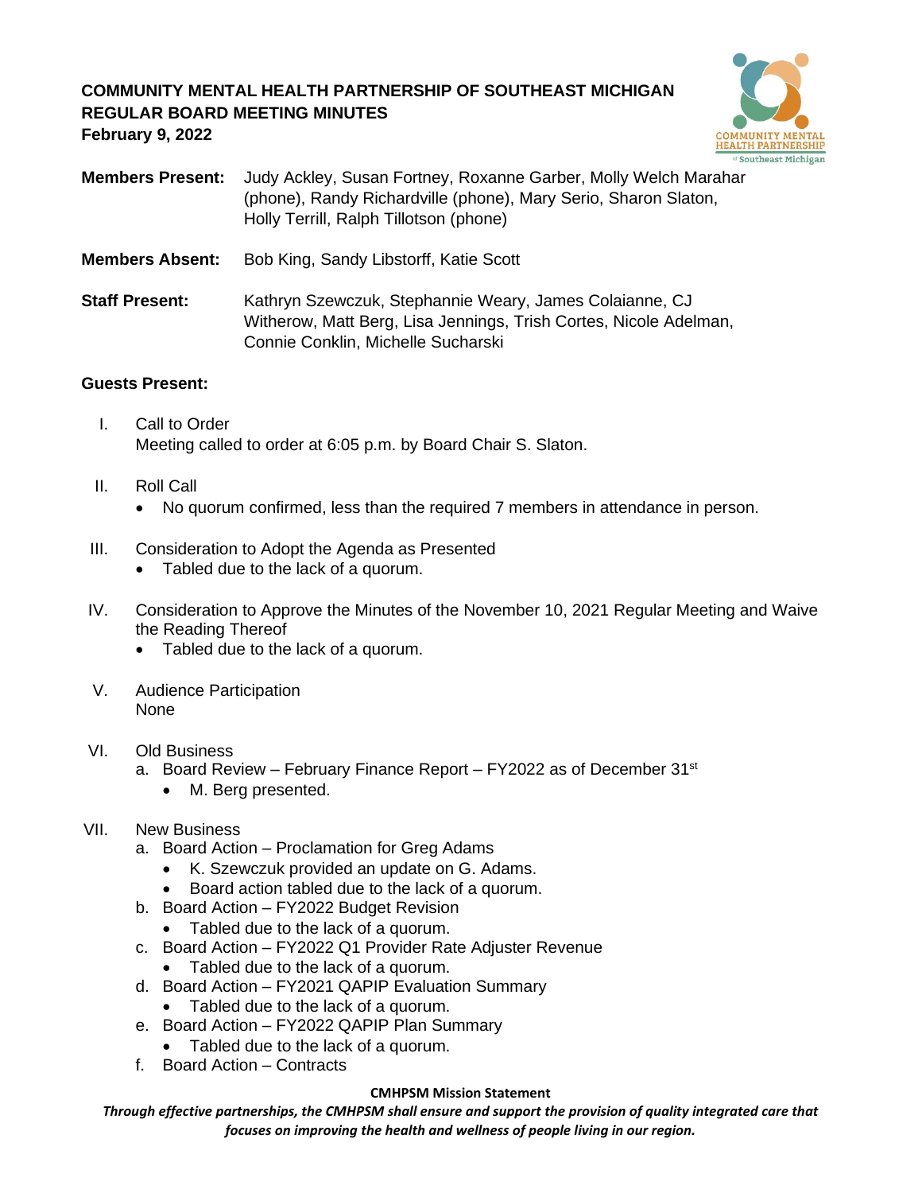# COMMUNITY MENTAL HEALTH PARTNERSHIP OF SOUTHEAST MICHIGAN
## REGULAR BOARD MEETING MINUTES
**February 9, 2022**

**Members Present:** Judy Ackley, Susan Fortney, Roxanne Garber, Molly Welch Marahar (phone), Randy Richardville (phone), Mary Serio, Sharon Slaton, Holly Terrill, Ralph Tillotson (phone)

**Members Absent:** Bob King, Sandy Libstorff, Katie Scott

**Staff Present:** Kathryn Szewczuk, Stephannie Weary, James Colaianne, CJ Witherow, Matt Berg, Lisa Jennings, Trish Cortes, Nicole Adelman, Connie Conklin, Michelle Sucharski

**Guests Present:**

I. Call to Order
Meeting called to order at 6:05 p.m. by Board Chair S. Slaton.

II. Roll Call
- No quorum confirmed, less than the required 7 members in attendance in person.

III. Consideration to Adopt the Agenda as Presented
- Tabled due to the lack of a quorum.

IV. Consideration to Approve the Minutes of the November 10, 2021 Regular Meeting and Waive the Reading Thereof
- Tabled due to the lack of a quorum.

V. Audience Participation
None

VI. Old Business
  a. Board Review – February Finance Report – FY2022 as of December 31st
     - M. Berg presented.

VII. New Business
  a. Board Action – Proclamation for Greg Adams
     - K. Szewczuk provided an update on G. Adams.
     - Board action tabled due to the lack of a quorum.
  b. Board Action – FY2022 Budget Revision
     - Tabled due to the lack of a quorum.
  c. Board Action – FY2022 Q1 Provider Rate Adjuster Revenue
     - Tabled due to the lack of a quorum.
  d. Board Action – FY2021 QAPIP Evaluation Summary
     - Tabled due to the lack of a quorum.
  e. Board Action – FY2022 QAPIP Plan Summary
     - Tabled due to the lack of a quorum.
  f. Board Action – Contracts

**CMHPSM Mission Statement**

***Through effective partnerships, the CMHPSM shall ensure and support the provision of quality integrated care that focuses on improving the health and wellness of people living in our region.***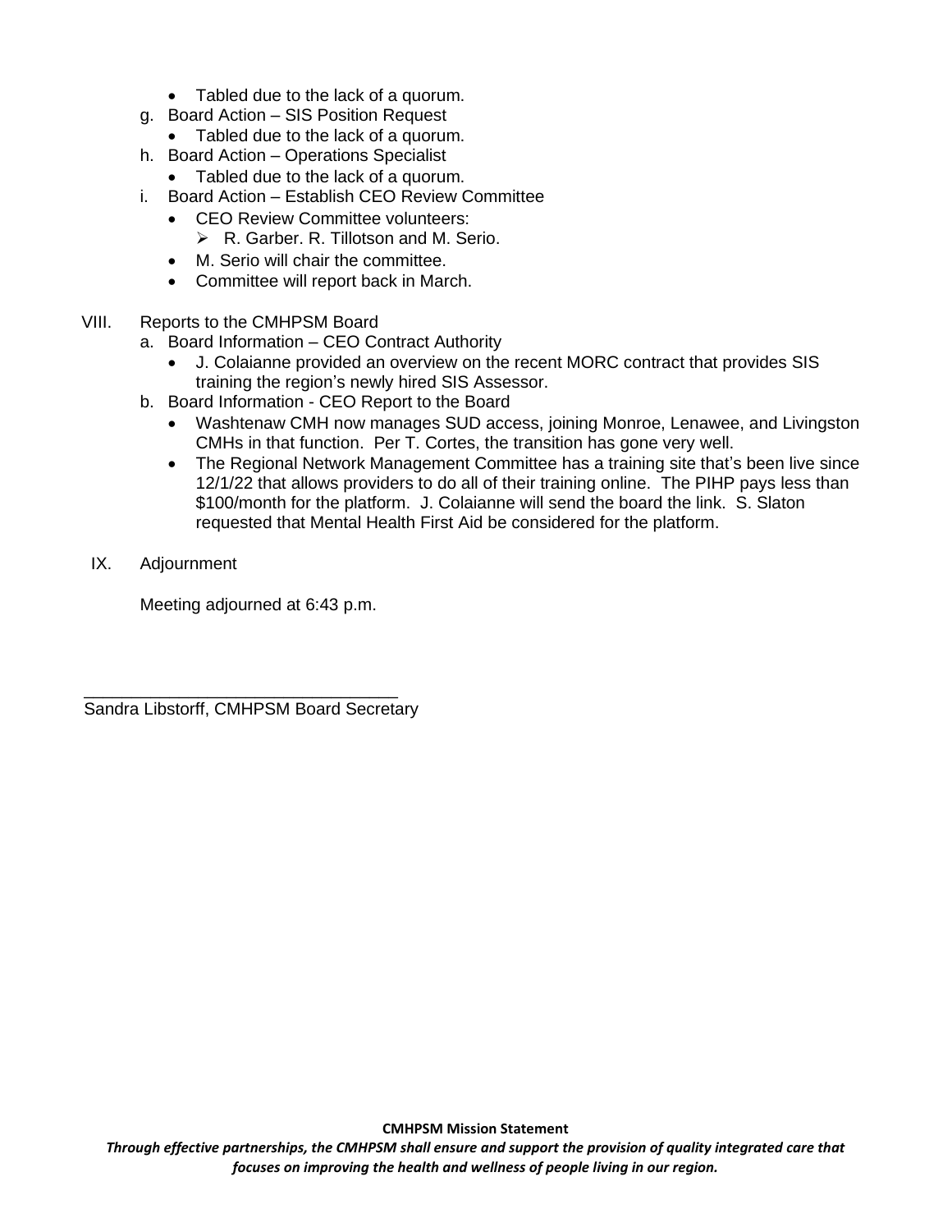- Tabled due to the lack of a quorum.

g. Board Action – SIS Position Request
   - Tabled due to the lack of a quorum.

h. Board Action – Operations Specialist
   - Tabled due to the lack of a quorum.

i. Board Action – Establish CEO Review Committee
   - CEO Review Committee volunteers:
     - R. Garber. R. Tillotson and M. Serio.
   - M. Serio will chair the committee.
   - Committee will report back in March.

VIII. Reports to the CMHPSM Board

a. Board Information – CEO Contract Authority
   - J. Colaianne provided an overview on the recent MORC contract that provides SIS training the region's newly hired SIS Assessor.

b. Board Information - CEO Report to the Board
   - Washtenaw CMH now manages SUD access, joining Monroe, Lenawee, and Livingston CMHs in that function. Per T. Cortes, the transition has gone very well.
   - The Regional Network Management Committee has a training site that's been live since 12/1/22 that allows providers to do all of their training online. The PIHP pays less than $100/month for the platform. J. Colaianne will send the board the link. S. Slaton requested that Mental Health First Aid be considered for the platform.

IX. Adjournment

Meeting adjourned at 6:43 p.m.

\_\_\_\_\_\_\_\_\_\_\_\_\_\_\_\_\_\_\_\_\_\_\_\_\_\_\_\_\_\_\_\_\_
Sandra Libstorff, CMHPSM Board Secretary

**CMHPSM Mission Statement**

***Through effective partnerships, the CMHPSM shall ensure and support the provision of quality integrated care that focuses on improving the health and wellness of people living in our region.***